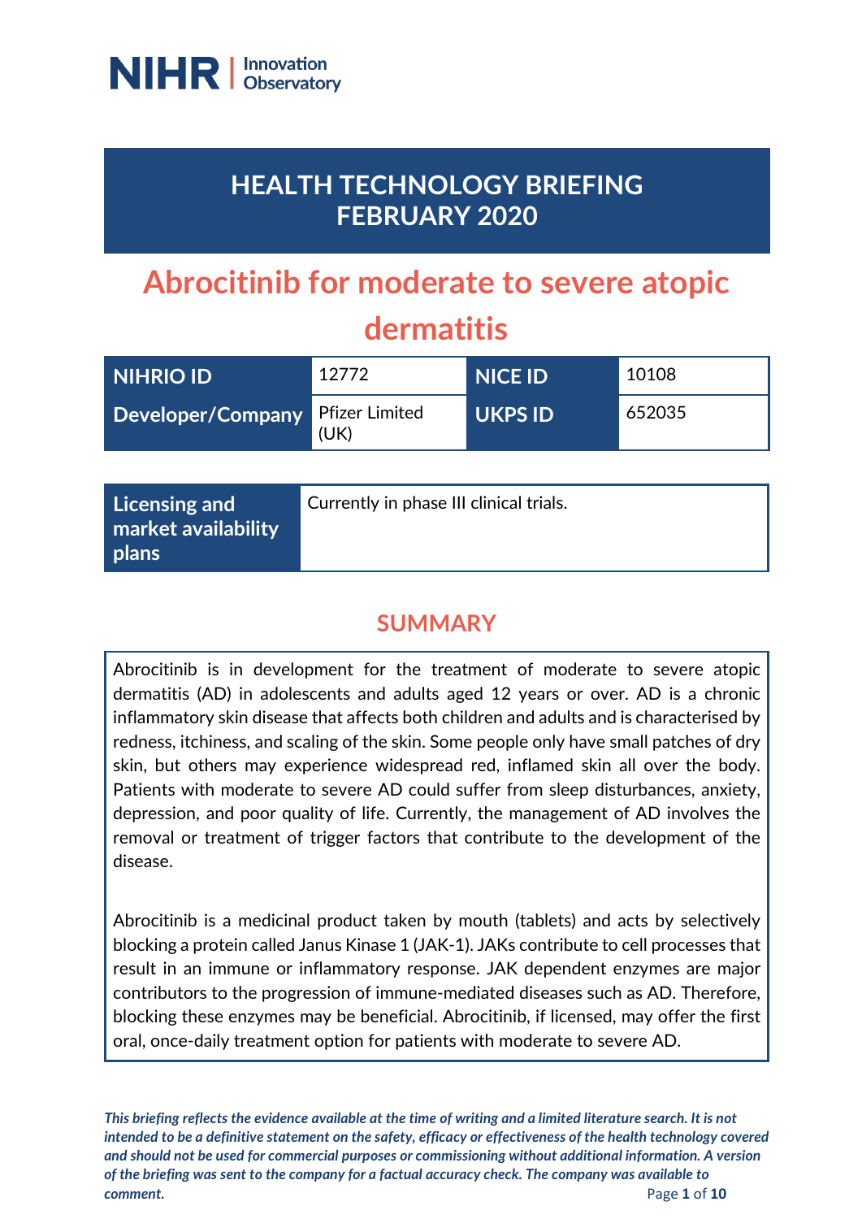NIHR | Innovation Observatory

# HEALTH TECHNOLOGY BRIEFING FEBRUARY 2020

# Abrocitinib for moderate to severe atopic dermatitis

| NIHRIO ID | 12772 | NICE ID | 10108 |
|---|---|---|---|
| Developer/Company | Pfizer Limited (UK) | UKPS ID | 652035 |

| Licensing and market availability plans | Currently in phase III clinical trials. |
|---|---|

## SUMMARY

Abrocitinib is in development for the treatment of moderate to severe atopic dermatitis (AD) in adolescents and adults aged 12 years or over. AD is a chronic inflammatory skin disease that affects both children and adults and is characterised by redness, itchiness, and scaling of the skin. Some people only have small patches of dry skin, but others may experience widespread red, inflamed skin all over the body. Patients with moderate to severe AD could suffer from sleep disturbances, anxiety, depression, and poor quality of life. Currently, the management of AD involves the removal or treatment of trigger factors that contribute to the development of the disease.

Abrocitinib is a medicinal product taken by mouth (tablets) and acts by selectively blocking a protein called Janus Kinase 1 (JAK-1). JAKs contribute to cell processes that result in an immune or inflammatory response. JAK dependent enzymes are major contributors to the progression of immune-mediated diseases such as AD. Therefore, blocking these enzymes may be beneficial. Abrocitinib, if licensed, may offer the first oral, once-daily treatment option for patients with moderate to severe AD.

*This briefing reflects the evidence available at the time of writing and a limited literature search. It is not intended to be a definitive statement on the safety, efficacy or effectiveness of the health technology covered and should not be used for commercial purposes or commissioning without additional information. A version of the briefing was sent to the company for a factual accuracy check. The company was available to comment.*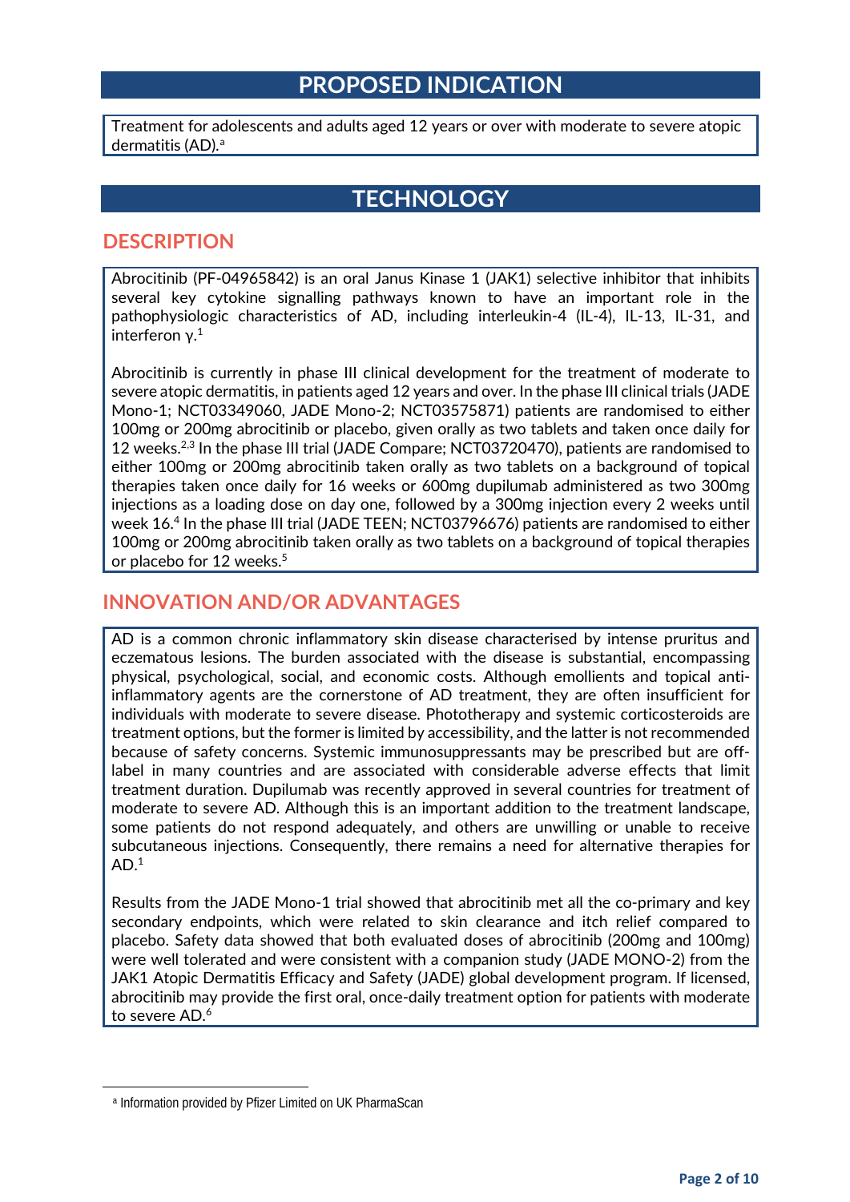## PROPOSED INDICATION

Treatment for adolescents and adults aged 12 years or over with moderate to severe atopic dermatitis (AD).[a]

## TECHNOLOGY

### DESCRIPTION

Abrocitinib (PF-04965842) is an oral Janus Kinase 1 (JAK1) selective inhibitor that inhibits several key cytokine signalling pathways known to have an important role in the pathophysiologic characteristics of AD, including interleukin-4 (IL-4), IL-13, IL-31, and interferon γ.[1]

Abrocitinib is currently in phase III clinical development for the treatment of moderate to severe atopic dermatitis, in patients aged 12 years and over. In the phase III clinical trials (JADE Mono-1; NCT03349060, JADE Mono-2; NCT03575871) patients are randomised to either 100mg or 200mg abrocitinib or placebo, given orally as two tablets and taken once daily for 12 weeks.[2,3] In the phase III trial (JADE Compare; NCT03720470), patients are randomised to either 100mg or 200mg abrocitinib taken orally as two tablets on a background of topical therapies taken once daily for 16 weeks or 600mg dupilumab administered as two 300mg injections as a loading dose on day one, followed by a 300mg injection every 2 weeks until week 16.[4] In the phase III trial (JADE TEEN; NCT03796676) patients are randomised to either 100mg or 200mg abrocitinib taken orally as two tablets on a background of topical therapies or placebo for 12 weeks.[5]

### INNOVATION AND/OR ADVANTAGES

AD is a common chronic inflammatory skin disease characterised by intense pruritus and eczematous lesions. The burden associated with the disease is substantial, encompassing physical, psychological, social, and economic costs. Although emollients and topical anti-inflammatory agents are the cornerstone of AD treatment, they are often insufficient for individuals with moderate to severe disease. Phototherapy and systemic corticosteroids are treatment options, but the former is limited by accessibility, and the latter is not recommended because of safety concerns. Systemic immunosuppressants may be prescribed but are off-label in many countries and are associated with considerable adverse effects that limit treatment duration. Dupilumab was recently approved in several countries for treatment of moderate to severe AD. Although this is an important addition to the treatment landscape, some patients do not respond adequately, and others are unwilling or unable to receive subcutaneous injections. Consequently, there remains a need for alternative therapies for AD.[1]

Results from the JADE Mono-1 trial showed that abrocitinib met all the co-primary and key secondary endpoints, which were related to skin clearance and itch relief compared to placebo. Safety data showed that both evaluated doses of abrocitinib (200mg and 100mg) were well tolerated and were consistent with a companion study (JADE MONO-2) from the JAK1 Atopic Dermatitis Efficacy and Safety (JADE) global development program. If licensed, abrocitinib may provide the first oral, once-daily treatment option for patients with moderate to severe AD.[6]

---

[a] Information provided by Pfizer Limited on UK PharmaScan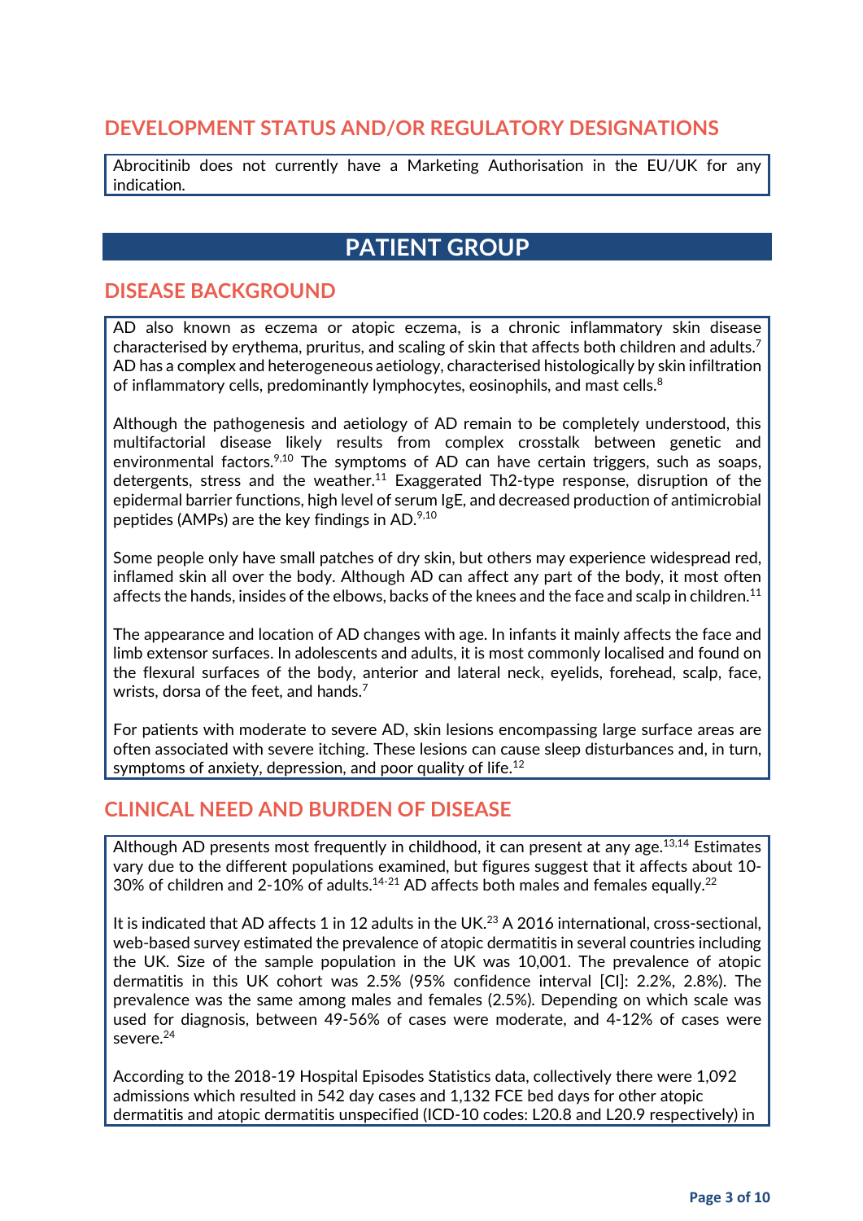## DEVELOPMENT STATUS AND/OR REGULATORY DESIGNATIONS

Abrocitinib does not currently have a Marketing Authorisation in the EU/UK for any indication.

# PATIENT GROUP

## DISEASE BACKGROUND

AD also known as eczema or atopic eczema, is a chronic inflammatory skin disease characterised by erythema, pruritus, and scaling of skin that affects both children and adults.[7] AD has a complex and heterogeneous aetiology, characterised histologically by skin infiltration of inflammatory cells, predominantly lymphocytes, eosinophils, and mast cells.[8]

Although the pathogenesis and aetiology of AD remain to be completely understood, this multifactorial disease likely results from complex crosstalk between genetic and environmental factors.[9,10] The symptoms of AD can have certain triggers, such as soaps, detergents, stress and the weather.[11] Exaggerated Th2-type response, disruption of the epidermal barrier functions, high level of serum IgE, and decreased production of antimicrobial peptides (AMPs) are the key findings in AD.[9,10]

Some people only have small patches of dry skin, but others may experience widespread red, inflamed skin all over the body. Although AD can affect any part of the body, it most often affects the hands, insides of the elbows, backs of the knees and the face and scalp in children.[11]

The appearance and location of AD changes with age. In infants it mainly affects the face and limb extensor surfaces. In adolescents and adults, it is most commonly localised and found on the flexural surfaces of the body, anterior and lateral neck, eyelids, forehead, scalp, face, wrists, dorsa of the feet, and hands.[7]

For patients with moderate to severe AD, skin lesions encompassing large surface areas are often associated with severe itching. These lesions can cause sleep disturbances and, in turn, symptoms of anxiety, depression, and poor quality of life.[12]

## CLINICAL NEED AND BURDEN OF DISEASE

Although AD presents most frequently in childhood, it can present at any age.[13,14] Estimates vary due to the different populations examined, but figures suggest that it affects about 10-30% of children and 2-10% of adults.[14-21] AD affects both males and females equally.[22]

It is indicated that AD affects 1 in 12 adults in the UK.[23] A 2016 international, cross-sectional, web-based survey estimated the prevalence of atopic dermatitis in several countries including the UK. Size of the sample population in the UK was 10,001. The prevalence of atopic dermatitis in this UK cohort was 2.5% (95% confidence interval [CI]: 2.2%, 2.8%). The prevalence was the same among males and females (2.5%). Depending on which scale was used for diagnosis, between 49-56% of cases were moderate, and 4-12% of cases were severe.[24]

According to the 2018-19 Hospital Episodes Statistics data, collectively there were 1,092 admissions which resulted in 542 day cases and 1,132 FCE bed days for other atopic dermatitis and atopic dermatitis unspecified (ICD-10 codes: L20.8 and L20.9 respectively) in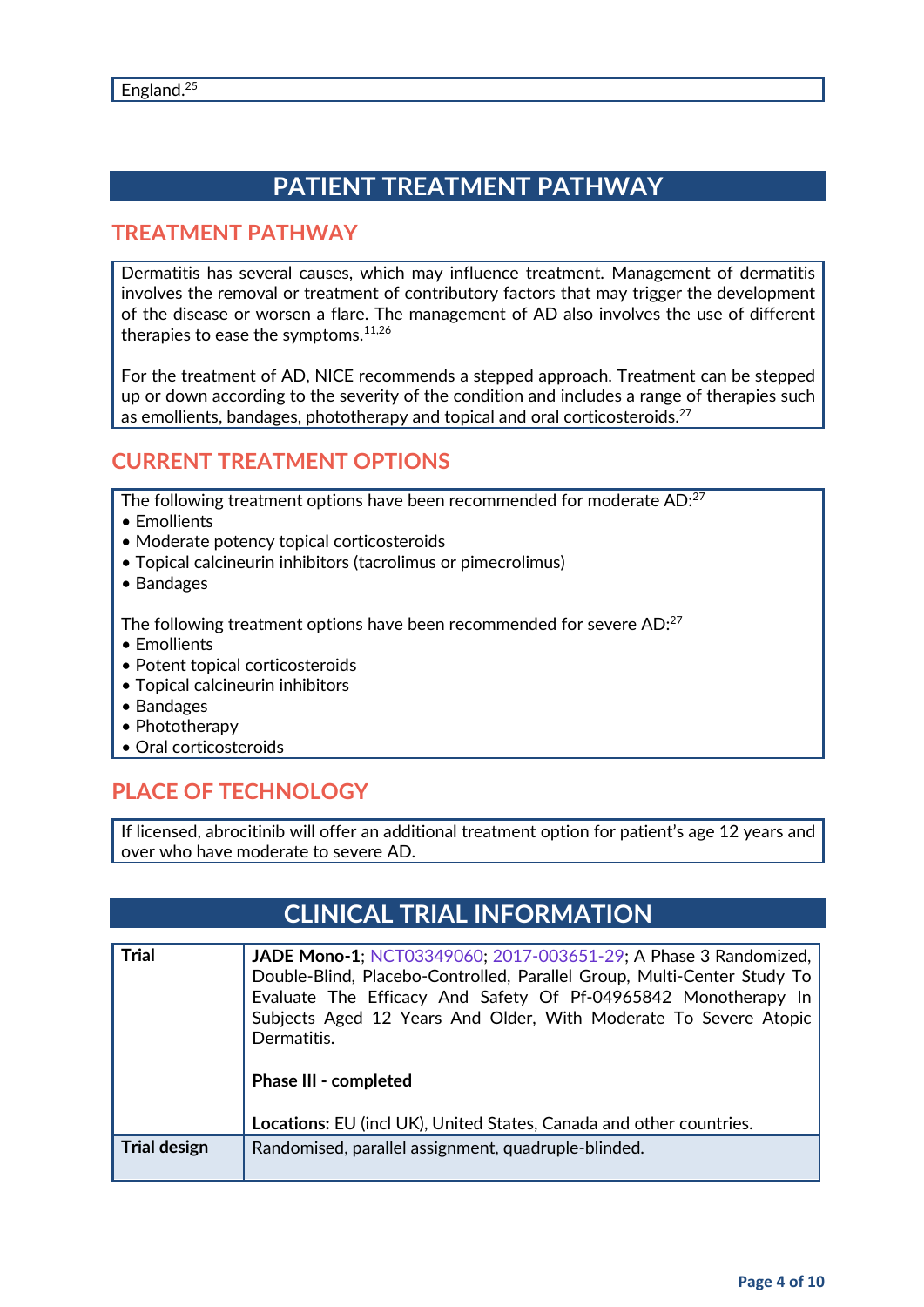England.[25]

# PATIENT TREATMENT PATHWAY

## TREATMENT PATHWAY

Dermatitis has several causes, which may influence treatment. Management of dermatitis involves the removal or treatment of contributory factors that may trigger the development of the disease or worsen a flare. The management of AD also involves the use of different therapies to ease the symptoms.[11,26]

For the treatment of AD, NICE recommends a stepped approach. Treatment can be stepped up or down according to the severity of the condition and includes a range of therapies such as emollients, bandages, phototherapy and topical and oral corticosteroids.[27]

## CURRENT TREATMENT OPTIONS

The following treatment options have been recommended for moderate AD:[27]

- Emollients
- Moderate potency topical corticosteroids
- Topical calcineurin inhibitors (tacrolimus or pimecrolimus)
- Bandages

The following treatment options have been recommended for severe AD:[27]

- Emollients
- Potent topical corticosteroids
- Topical calcineurin inhibitors
- Bandages
- Phototherapy
- Oral corticosteroids

## PLACE OF TECHNOLOGY

If licensed, abrocitinib will offer an additional treatment option for patient's age 12 years and over who have moderate to severe AD.

# CLINICAL TRIAL INFORMATION

| | |
|---|---|
| **Trial** | **JADE Mono-1**; NCT03349060; 2017-003651-29; A Phase 3 Randomized, Double-Blind, Placebo-Controlled, Parallel Group, Multi-Center Study To Evaluate The Efficacy And Safety Of Pf-04965842 Monotherapy In Subjects Aged 12 Years And Older, With Moderate To Severe Atopic Dermatitis.<br><br>**Phase III - completed**<br><br>**Locations:** EU (incl UK), United States, Canada and other countries. |
| **Trial design** | Randomised, parallel assignment, quadruple-blinded. |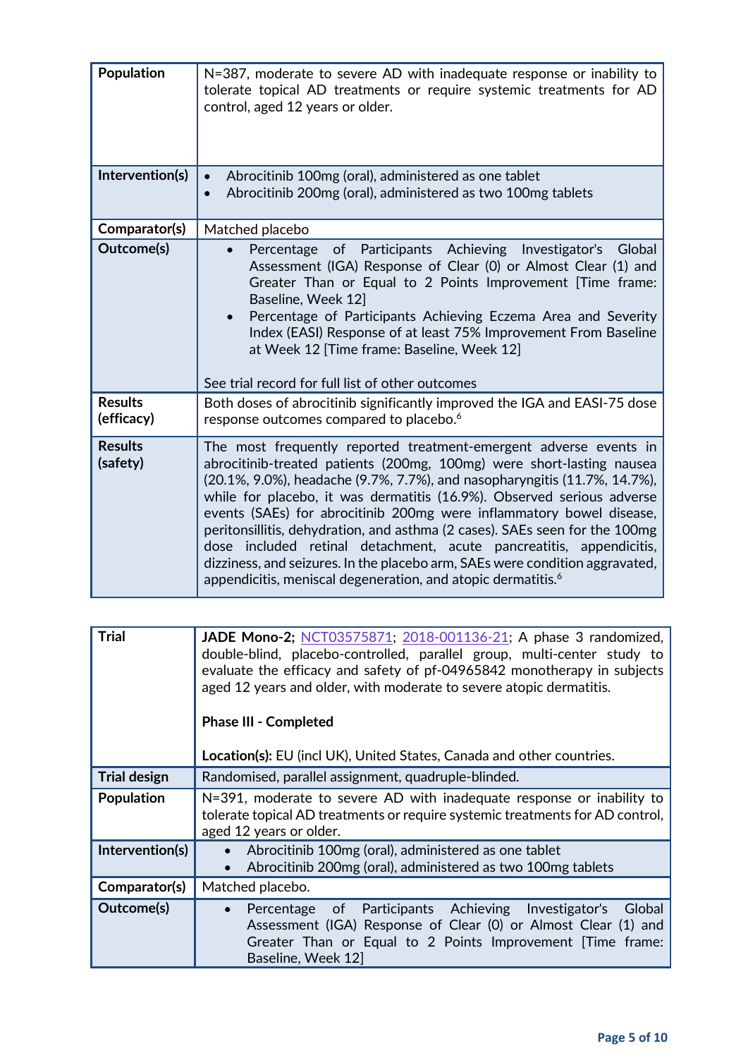| | |
|---|---|
| **Population** | N=387, moderate to severe AD with inadequate response or inability to tolerate topical AD treatments or require systemic treatments for AD control, aged 12 years or older. |
| **Intervention(s)** | • Abrocitinib 100mg (oral), administered as one tablet<br>• Abrocitinib 200mg (oral), administered as two 100mg tablets |
| **Comparator(s)** | Matched placebo |
| **Outcome(s)** | • Percentage of Participants Achieving Investigator's Global Assessment (IGA) Response of Clear (0) or Almost Clear (1) and Greater Than or Equal to 2 Points Improvement [Time frame: Baseline, Week 12]<br>• Percentage of Participants Achieving Eczema Area and Severity Index (EASI) Response of at least 75% Improvement From Baseline at Week 12 [Time frame: Baseline, Week 12]<br><br>See trial record for full list of other outcomes |
| **Results (efficacy)** | Both doses of abrocitinib significantly improved the IGA and EASI-75 dose response outcomes compared to placebo.[6] |
| **Results (safety)** | The most frequently reported treatment-emergent adverse events in abrocitinib-treated patients (200mg, 100mg) were short-lasting nausea (20.1%, 9.0%), headache (9.7%, 7.7%), and nasopharyngitis (11.7%, 14.7%), while for placebo, it was dermatitis (16.9%). Observed serious adverse events (SAEs) for abrocitinib 200mg were inflammatory bowel disease, peritonsillitis, dehydration, and asthma (2 cases). SAEs seen for the 100mg dose included retinal detachment, acute pancreatitis, appendicitis, dizziness, and seizures. In the placebo arm, SAEs were condition aggravated, appendicitis, meniscal degeneration, and atopic dermatitis.[6] |

| | |
|---|---|
| **Trial** | **JADE Mono-2;** NCT03575871; 2018-001136-21; A phase 3 randomized, double-blind, placebo-controlled, parallel group, multi-center study to evaluate the efficacy and safety of pf-04965842 monotherapy in subjects aged 12 years and older, with moderate to severe atopic dermatitis.<br><br>**Phase III - Completed**<br><br>**Location(s):** EU (incl UK), United States, Canada and other countries. |
| **Trial design** | Randomised, parallel assignment, quadruple-blinded. |
| **Population** | N=391, moderate to severe AD with inadequate response or inability to tolerate topical AD treatments or require systemic treatments for AD control, aged 12 years or older. |
| **Intervention(s)** | • Abrocitinib 100mg (oral), administered as one tablet<br>• Abrocitinib 200mg (oral), administered as two 100mg tablets |
| **Comparator(s)** | Matched placebo. |
| **Outcome(s)** | • Percentage of Participants Achieving Investigator's Global Assessment (IGA) Response of Clear (0) or Almost Clear (1) and Greater Than or Equal to 2 Points Improvement [Time frame: Baseline, Week 12] |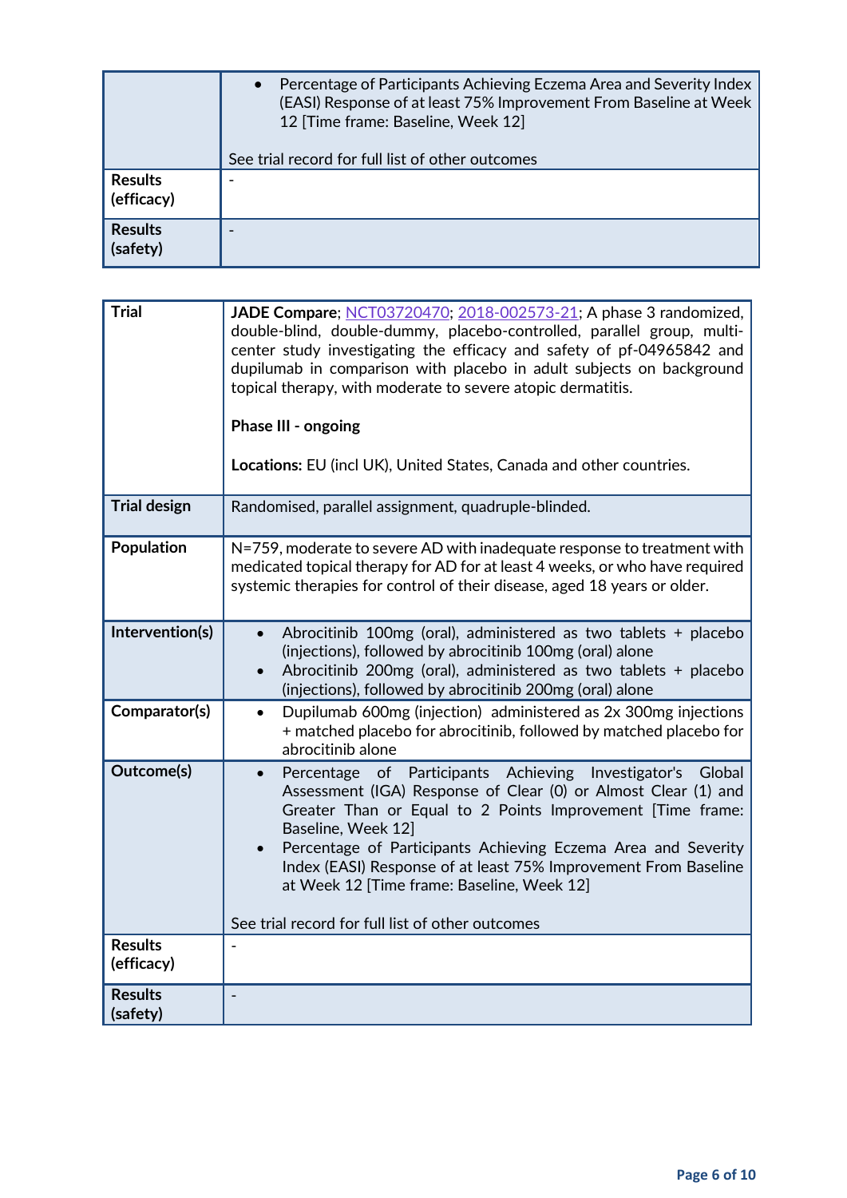| | |
|---|---|
| | • Percentage of Participants Achieving Eczema Area and Severity Index (EASI) Response of at least 75% Improvement From Baseline at Week 12 [Time frame: Baseline, Week 12]<br><br>See trial record for full list of other outcomes |
| **Results (efficacy)** | - |
| **Results (safety)** | - |

| | |
|---|---|
| **Trial** | **JADE Compare**; [NCT03720470](); [2018-002573-21](); A phase 3 randomized, double-blind, double-dummy, placebo-controlled, parallel group, multi-center study investigating the efficacy and safety of pf-04965842 and dupilumab in comparison with placebo in adult subjects on background topical therapy, with moderate to severe atopic dermatitis.<br><br>**Phase III - ongoing**<br><br>**Locations:** EU (incl UK), United States, Canada and other countries. |
| **Trial design** | Randomised, parallel assignment, quadruple-blinded. |
| **Population** | N=759, moderate to severe AD with inadequate response to treatment with medicated topical therapy for AD for at least 4 weeks, or who have required systemic therapies for control of their disease, aged 18 years or older. |
| **Intervention(s)** | • Abrocitinib 100mg (oral), administered as two tablets + placebo (injections), followed by abrocitinib 100mg (oral) alone<br>• Abrocitinib 200mg (oral), administered as two tablets + placebo (injections), followed by abrocitinib 200mg (oral) alone |
| **Comparator(s)** | • Dupilumab 600mg (injection) administered as 2x 300mg injections + matched placebo for abrocitinib, followed by matched placebo for abrocitinib alone |
| **Outcome(s)** | • Percentage of Participants Achieving Investigator's Global Assessment (IGA) Response of Clear (0) or Almost Clear (1) and Greater Than or Equal to 2 Points Improvement [Time frame: Baseline, Week 12]<br>• Percentage of Participants Achieving Eczema Area and Severity Index (EASI) Response of at least 75% Improvement From Baseline at Week 12 [Time frame: Baseline, Week 12]<br><br>See trial record for full list of other outcomes |
| **Results (efficacy)** | - |
| **Results (safety)** | - |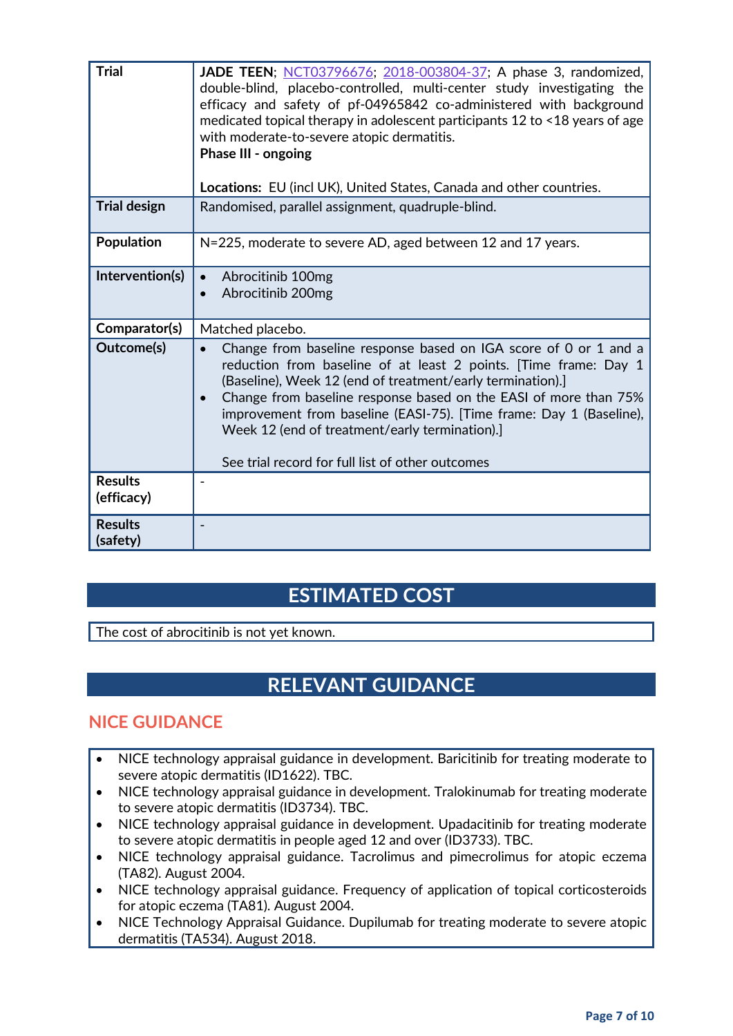| Trial | **JADE TEEN**; NCT03796676; 2018-003804-37; A phase 3, randomized, double-blind, placebo-controlled, multi-center study investigating the efficacy and safety of pf-04965842 co-administered with background medicated topical therapy in adolescent participants 12 to <18 years of age with moderate-to-severe atopic dermatitis.<br>**Phase III - ongoing**<br><br>**Locations:** EU (incl UK), United States, Canada and other countries. |
|---|---|
| **Trial design** | Randomised, parallel assignment, quadruple-blind. |
| **Population** | N=225, moderate to severe AD, aged between 12 and 17 years. |
| **Intervention(s)** | • Abrocitinib 100mg<br>• Abrocitinib 200mg |
| **Comparator(s)** | Matched placebo. |
| **Outcome(s)** | • Change from baseline response based on IGA score of 0 or 1 and a reduction from baseline of at least 2 points. [Time frame: Day 1 (Baseline), Week 12 (end of treatment/early termination).]<br>• Change from baseline response based on the EASI of more than 75% improvement from baseline (EASI-75). [Time frame: Day 1 (Baseline), Week 12 (end of treatment/early termination).]<br><br>See trial record for full list of other outcomes |
| **Results (efficacy)** | - |
| **Results (safety)** | - |

# ESTIMATED COST

The cost of abrocitinib is not yet known.

# RELEVANT GUIDANCE

## NICE GUIDANCE

- NICE technology appraisal guidance in development. Baricitinib for treating moderate to severe atopic dermatitis (ID1622). TBC.
- NICE technology appraisal guidance in development. Tralokinumab for treating moderate to severe atopic dermatitis (ID3734). TBC.
- NICE technology appraisal guidance in development. Upadacitinib for treating moderate to severe atopic dermatitis in people aged 12 and over (ID3733). TBC.
- NICE technology appraisal guidance. Tacrolimus and pimecrolimus for atopic eczema (TA82). August 2004.
- NICE technology appraisal guidance. Frequency of application of topical corticosteroids for atopic eczema (TA81). August 2004.
- NICE Technology Appraisal Guidance. Dupilumab for treating moderate to severe atopic dermatitis (TA534). August 2018.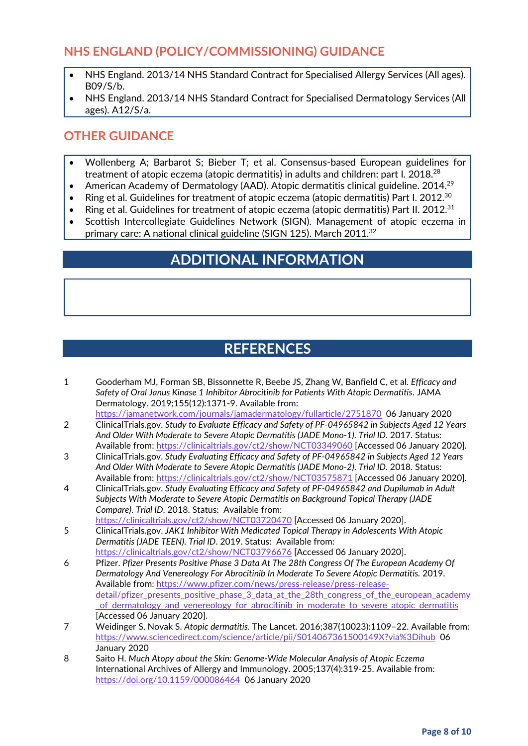## NHS ENGLAND (POLICY/COMMISSIONING) GUIDANCE

- NHS England. 2013/14 NHS Standard Contract for Specialised Allergy Services (All ages). B09/S/b.
- NHS England. 2013/14 NHS Standard Contract for Specialised Dermatology Services (All ages). A12/S/a.

## OTHER GUIDANCE

- Wollenberg A; Barbarot S; Bieber T; et al. Consensus-based European guidelines for treatment of atopic eczema (atopic dermatitis) in adults and children: part I. 2018.[28]
- American Academy of Dermatology (AAD). Atopic dermatitis clinical guideline. 2014.[29]
- Ring et al. Guidelines for treatment of atopic eczema (atopic dermatitis) Part I. 2012.[30]
- Ring et al. Guidelines for treatment of atopic eczema (atopic dermatitis) Part II. 2012.[31]
- Scottish Intercollegiate Guidelines Network (SIGN). Management of atopic eczema in primary care: A national clinical guideline (SIGN 125). March 2011.[32]

# ADDITIONAL INFORMATION

# REFERENCES

1. Gooderham MJ, Forman SB, Bissonnette R, Beebe JS, Zhang W, Banfield C, et al. *Efficacy and Safety of Oral Janus Kinase 1 Inhibitor Abrocitinib for Patients With Atopic Dermatitis*. JAMA Dermatology. 2019;155(12):1371-9. Available from: https://jamanetwork.com/journals/jamadermatology/fullarticle/2751870 06 January 2020
2. ClinicalTrials.gov. *Study to Evaluate Efficacy and Safety of PF-04965842 in Subjects Aged 12 Years And Older With Moderate to Severe Atopic Dermatitis (JADE Mono-1). Trial ID*. 2017. Status: Available from: https://clinicaltrials.gov/ct2/show/NCT03349060 [Accessed 06 January 2020].
3. ClinicalTrials.gov. *Study Evaluating Efficacy and Safety of PF-04965842 in Subjects Aged 12 Years And Older With Moderate to Severe Atopic Dermatitis (JADE Mono-2). Trial ID*. 2018. Status: Available from: https://clinicaltrials.gov/ct2/show/NCT03575871 [Accessed 06 January 2020].
4. ClinicalTrials.gov. *Study Evaluating Efficacy and Safety of PF-04965842 and Dupilumab in Adult Subjects With Moderate to Severe Atopic Dermatitis on Background Topical Therapy (JADE Compare). Trial ID*. 2018. Status: Available from: https://clinicaltrials.gov/ct2/show/NCT03720470 [Accessed 06 January 2020].
5. ClinicalTrials.gov. *JAK1 Inhibitor With Medicated Topical Therapy in Adolescents With Atopic Dermatitis (JADE TEEN). Trial ID*. 2019. Status: Available from: https://clinicaltrials.gov/ct2/show/NCT03796676 [Accessed 06 January 2020].
6. Pfizer. *Pfizer Presents Positive Phase 3 Data At The 28th Congress Of The European Academy Of Dermatology And Venereology For Abrocitinib In Moderate To Severe Atopic Dermatitis.* 2019. Available from: https://www.pfizer.com/news/press-release/press-release-detail/pfizer_presents_positive_phase_3_data_at_the_28th_congress_of_the_european_academy_of_dermatology_and_venereology_for_abrocitinib_in_moderate_to_severe_atopic_dermatitis [Accessed 06 January 2020].
7. Weidinger S, Novak S. *Atopic dermatitis*. The Lancet. 2016;387(10023):1109–22. Available from: https://www.sciencedirect.com/science/article/pii/S014067361500149X?via%3Dihub 06 January 2020
8. Saito H. *Much Atopy about the Skin: Genome-Wide Molecular Analysis of Atopic Eczema* International Archives of Allergy and Immunology. 2005;137(4):319-25. Available from: https://doi.org/10.1159/000086464 06 January 2020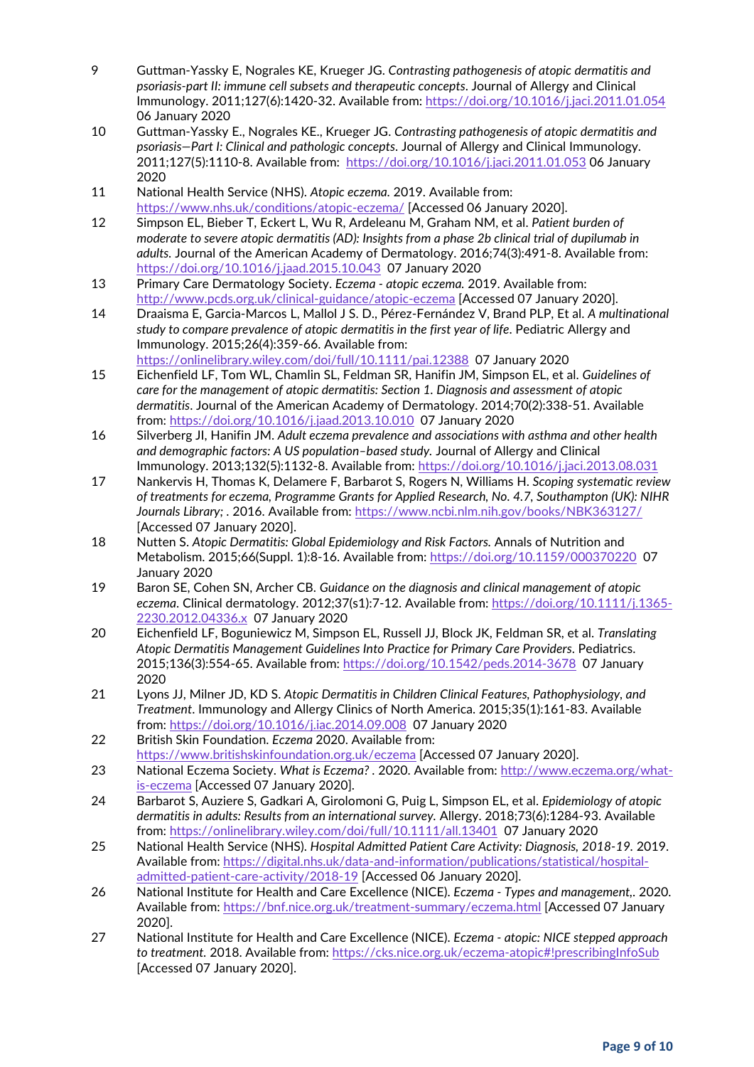9. Guttman-Yassky E, Nograles KE, Krueger JG. *Contrasting pathogenesis of atopic dermatitis and psoriasis-part II: immune cell subsets and therapeutic concepts*. Journal of Allergy and Clinical Immunology. 2011;127(6):1420-32. Available from: https://doi.org/10.1016/j.jaci.2011.01.054 06 January 2020
10. Guttman-Yassky E., Nograles KE., Krueger JG. *Contrasting pathogenesis of atopic dermatitis and psoriasis—Part I: Clinical and pathologic concepts*. Journal of Allergy and Clinical Immunology. 2011;127(5):1110-8. Available from: https://doi.org/10.1016/j.jaci.2011.01.053 06 January 2020
11. National Health Service (NHS). *Atopic eczema*. 2019. Available from: https://www.nhs.uk/conditions/atopic-eczema/ [Accessed 06 January 2020].
12. Simpson EL, Bieber T, Eckert L, Wu R, Ardeleanu M, Graham NM, et al. *Patient burden of moderate to severe atopic dermatitis (AD): Insights from a phase 2b clinical trial of dupilumab in adults*. Journal of the American Academy of Dermatology. 2016;74(3):491-8. Available from: https://doi.org/10.1016/j.jaad.2015.10.043 07 January 2020
13. Primary Care Dermatology Society. *Eczema - atopic eczema*. 2019. Available from: http://www.pcds.org.uk/clinical-guidance/atopic-eczema [Accessed 07 January 2020].
14. Draaisma E, Garcia-Marcos L, Mallol J S. D., Pérez-Fernández V, Brand PLP, Et al. *A multinational study to compare prevalence of atopic dermatitis in the first year of life*. Pediatric Allergy and Immunology. 2015;26(4):359-66. Available from: https://onlinelibrary.wiley.com/doi/full/10.1111/pai.12388 07 January 2020
15. Eichenfield LF, Tom WL, Chamlin SL, Feldman SR, Hanifin JM, Simpson EL, et al. *Guidelines of care for the management of atopic dermatitis: Section 1. Diagnosis and assessment of atopic dermatitis*. Journal of the American Academy of Dermatology. 2014;70(2):338-51. Available from: https://doi.org/10.1016/j.jaad.2013.10.010 07 January 2020
16. Silverberg JI, Hanifin JM. *Adult eczema prevalence and associations with asthma and other health and demographic factors: A US population–based study*. Journal of Allergy and Clinical Immunology. 2013;132(5):1132-8. Available from: https://doi.org/10.1016/j.jaci.2013.08.031
17. Nankervis H, Thomas K, Delamere F, Barbarot S, Rogers N, Williams H. *Scoping systematic review of treatments for eczema, Programme Grants for Applied Research, No. 4.7, Southampton (UK): NIHR Journals Library; .* 2016. Available from: https://www.ncbi.nlm.nih.gov/books/NBK363127/ [Accessed 07 January 2020].
18. Nutten S. *Atopic Dermatitis: Global Epidemiology and Risk Factors*. Annals of Nutrition and Metabolism. 2015;66(Suppl. 1):8-16. Available from: https://doi.org/10.1159/000370220 07 January 2020
19. Baron SE, Cohen SN, Archer CB. *Guidance on the diagnosis and clinical management of atopic eczema*. Clinical dermatology. 2012;37(s1):7-12. Available from: https://doi.org/10.1111/j.1365-2230.2012.04336.x 07 January 2020
20. Eichenfield LF, Boguniewicz M, Simpson EL, Russell JJ, Block JK, Feldman SR, et al. *Translating Atopic Dermatitis Management Guidelines Into Practice for Primary Care Providers*. Pediatrics. 2015;136(3):554-65. Available from: https://doi.org/10.1542/peds.2014-3678 07 January 2020
21. Lyons JJ, Milner JD, KD S. *Atopic Dermatitis in Children Clinical Features, Pathophysiology, and Treatment*. Immunology and Allergy Clinics of North America. 2015;35(1):161-83. Available from: https://doi.org/10.1016/j.iac.2014.09.008 07 January 2020
22. British Skin Foundation. *Eczema* 2020. Available from: https://www.britishskinfoundation.org.uk/eczema [Accessed 07 January 2020].
23. National Eczema Society. *What is Eczema?* . 2020. Available from: http://www.eczema.org/what-is-eczema [Accessed 07 January 2020].
24. Barbarot S, Auziere S, Gadkari A, Girolomoni G, Puig L, Simpson EL, et al. *Epidemiology of atopic dermatitis in adults: Results from an international survey*. Allergy. 2018;73(6):1284-93. Available from: https://onlinelibrary.wiley.com/doi/full/10.1111/all.13401 07 January 2020
25. National Health Service (NHS). *Hospital Admitted Patient Care Activity: Diagnosis, 2018-19*. 2019. Available from: https://digital.nhs.uk/data-and-information/publications/statistical/hospital-admitted-patient-care-activity/2018-19 [Accessed 06 January 2020].
26. National Institute for Health and Care Excellence (NICE). *Eczema - Types and management,*. 2020. Available from: https://bnf.nice.org.uk/treatment-summary/eczema.html [Accessed 07 January 2020].
27. National Institute for Health and Care Excellence (NICE). *Eczema - atopic: NICE stepped approach to treatment*. 2018. Available from: https://cks.nice.org.uk/eczema-atopic#!prescribingInfoSub [Accessed 07 January 2020].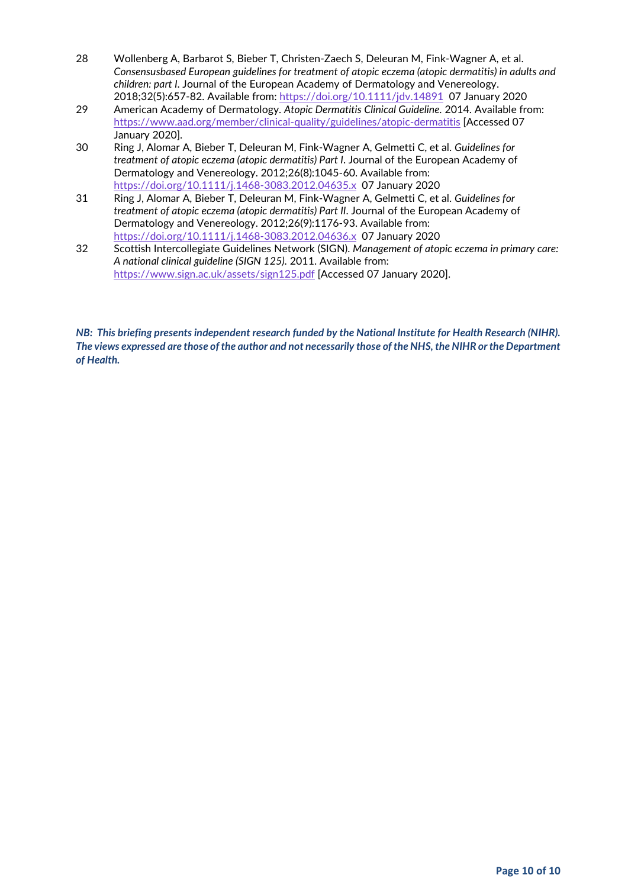28 Wollenberg A, Barbarot S, Bieber T, Christen-Zaech S, Deleuran M, Fink-Wagner A, et al. *Consensusbased European guidelines for treatment of atopic eczema (atopic dermatitis) in adults and children: part I.* Journal of the European Academy of Dermatology and Venereology. 2018;32(5):657-82. Available from: https://doi.org/10.1111/jdv.14891 07 January 2020

29 American Academy of Dermatology. *Atopic Dermatitis Clinical Guideline.* 2014. Available from: https://www.aad.org/member/clinical-quality/guidelines/atopic-dermatitis [Accessed 07 January 2020].

30 Ring J, Alomar A, Bieber T, Deleuran M, Fink-Wagner A, Gelmetti C, et al. *Guidelines for treatment of atopic eczema (atopic dermatitis) Part I.* Journal of the European Academy of Dermatology and Venereology. 2012;26(8):1045-60. Available from: https://doi.org/10.1111/j.1468-3083.2012.04635.x 07 January 2020

31 Ring J, Alomar A, Bieber T, Deleuran M, Fink-Wagner A, Gelmetti C, et al. *Guidelines for treatment of atopic eczema (atopic dermatitis) Part II.* Journal of the European Academy of Dermatology and Venereology. 2012;26(9):1176-93. Available from: https://doi.org/10.1111/j.1468-3083.2012.04636.x 07 January 2020

32 Scottish Intercollegiate Guidelines Network (SIGN). *Management of atopic eczema in primary care: A national clinical guideline (SIGN 125).* 2011. Available from: https://www.sign.ac.uk/assets/sign125.pdf [Accessed 07 January 2020].

***NB: This briefing presents independent research funded by the National Institute for Health Research (NIHR). The views expressed are those of the author and not necessarily those of the NHS, the NIHR or the Department of Health.***